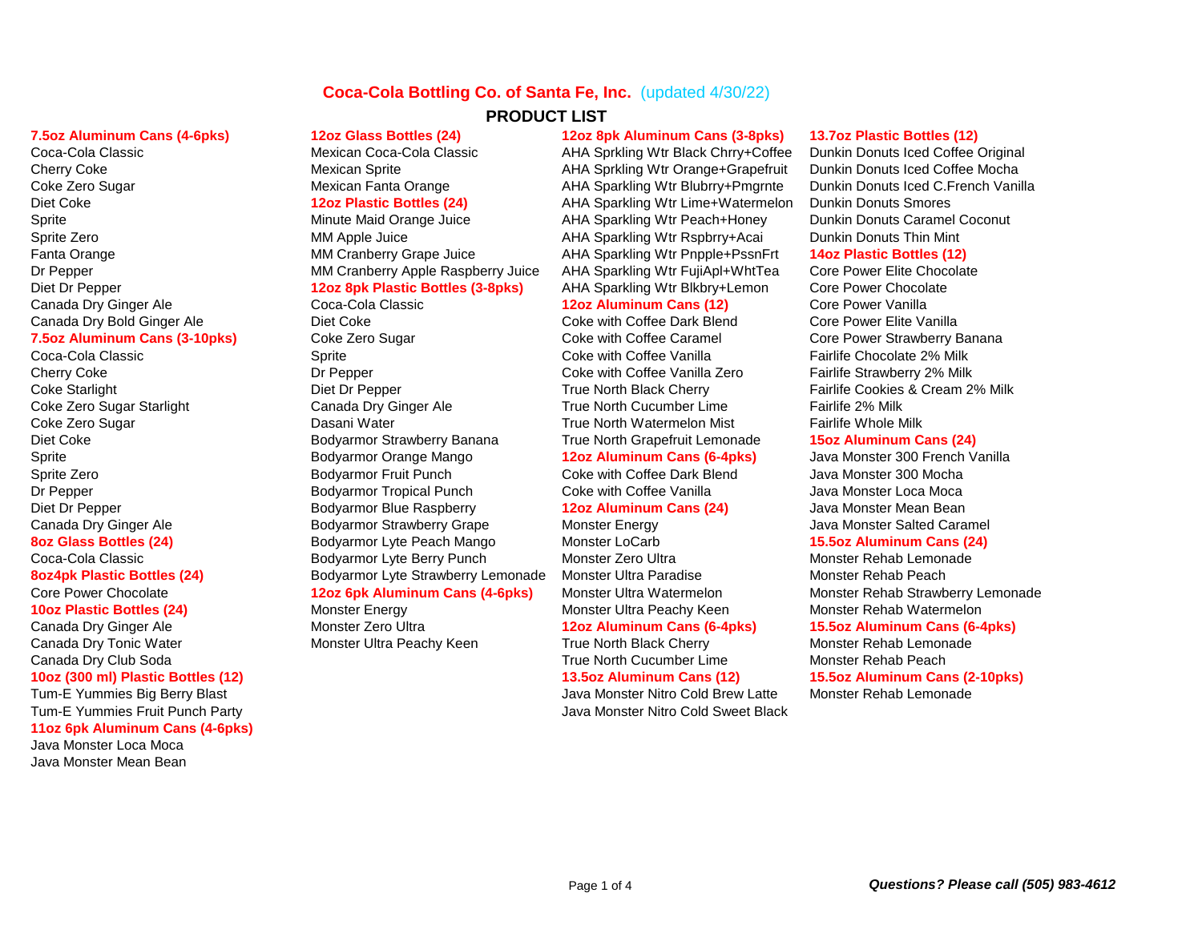# Coca-Cola Bottling Co. of Santa Fe, Inc. (updated 4/30/22)

## PRODUCT LIST

**7.5oz Aluminum Cans (4-6pks)**
- Coca-Cola Classic
- Cherry Coke
- Coke Zero Sugar
- Diet Coke
- Sprite
- Sprite Zero
- Fanta Orange
- Dr Pepper
- Diet Dr Pepper
- Canada Dry Ginger Ale
- Canada Dry Bold Ginger Ale

**7.5oz Aluminum Cans (3-10pks)**
- Coca-Cola Classic
- Cherry Coke
- Coke Starlight
- Coke Zero Sugar Starlight
- Coke Zero Sugar
- Diet Coke
- Sprite
- Sprite Zero
- Dr Pepper
- Diet Dr Pepper
- Canada Dry Ginger Ale

**8oz Glass Bottles (24)**
- Coca-Cola Classic

**8oz4pk Plastic Bottles (24)**
- Core Power Chocolate

**10oz Plastic Bottles (24)**
- Canada Dry Ginger Ale
- Canada Dry Tonic Water
- Canada Dry Club Soda

**10oz (300 ml) Plastic Bottles (12)**
- Tum-E Yummies Big Berry Blast
- Tum-E Yummies Fruit Punch Party

**11oz 6pk Aluminum Cans (4-6pks)**
- Java Monster Loca Moca
- Java Monster Mean Bean

**12oz Glass Bottles (24)**
- Mexican Coca-Cola Classic
- Mexican Sprite
- Mexican Fanta Orange

**12oz Plastic Bottles (24)**
- Minute Maid Orange Juice
- MM Apple Juice
- MM Cranberry Grape Juice
- MM Cranberry Apple Raspberry Juice

**12oz 8pk Plastic Bottles (3-8pks)**
- Coca-Cola Classic
- Diet Coke
- Coke Zero Sugar
- Sprite
- Dr Pepper
- Diet Dr Pepper
- Canada Dry Ginger Ale
- Dasani Water
- Bodyarmor Strawberry Banana
- Bodyarmor Orange Mango
- Bodyarmor Fruit Punch
- Bodyarmor Tropical Punch
- Bodyarmor Blue Raspberry
- Bodyarmor Strawberry Grape
- Bodyarmor Lyte Peach Mango
- Bodyarmor Lyte Berry Punch
- Bodyarmor Lyte Strawberry Lemonade

**12oz 6pk Aluminum Cans (4-6pks)**
- Monster Energy
- Monster Zero Ultra
- Monster Ultra Peachy Keen

**12oz 8pk Aluminum Cans (3-8pks)**
- AHA Sprkling Wtr Black Chrry+Coffee
- AHA Sprkling Wtr Orange+Grapefruit
- AHA Sparkling Wtr Lime+Watermelon
- AHA Sparkling Wtr Peach+Honey
- AHA Sparkling Wtr Rspbrry+Acai
- AHA Sparkling Wtr Pnpple+PssnFrt
- AHA Sparkling Wtr FujiApl+WhtTea
- AHA Sparkling Wtr Blkbry+Lemon

**12oz Aluminum Cans (12)**
- Coke with Coffee Dark Blend
- Coke with Coffee Caramel
- Coke with Coffee Vanilla
- Coke with Coffee Vanilla Zero
- True North Black Cherry
- True North Cucumber Lime
- True North Watermelon Mist
- True North Grapefruit Lemonade

**12oz Aluminum Cans (6-4pks)**
- Coke with Coffee Dark Blend
- Coke with Coffee Vanilla

**12oz Aluminum Cans (24)**
- Monster Energy
- Monster LoCarb
- Monster Zero Ultra
- Monster Ultra Paradise
- Monster Ultra Watermelon
- Monster Ultra Peachy Keen

**12oz Aluminum Cans (6-4pks)**
- True North Black Cherry
- True North Cucumber Lime

**13.5oz Aluminum Cans (12)**
- Java Monster Nitro Cold Brew Latte
- Java Monster Nitro Cold Sweet Black

**13.7oz Plastic Bottles (12)**
- Dunkin Donuts Iced Coffee Original
- Dunkin Donuts Iced Coffee Mocha
- Dunkin Donuts Iced C.French Vanilla
- Dunkin Donuts Smores
- Dunkin Donuts Caramel Coconut
- Dunkin Donuts Thin Mint

**14oz Plastic Bottles (12)**
- Core Power Elite Chocolate
- Core Power Chocolate
- Core Power Vanilla
- Core Power Elite Vanilla
- Core Power Strawberry Banana
- Fairlife Chocolate 2% Milk
- Fairlife Strawberry 2% Milk
- Fairlife Cookies & Cream 2% Milk
- Fairlife 2% Milk
- Fairlife Whole Milk

**15oz Aluminum Cans (24)**
- Java Monster 300 French Vanilla
- Java Monster 300 Mocha
- Java Monster Loca Moca
- Java Monster Mean Bean
- Java Monster Salted Caramel

**15.5oz Aluminum Cans (24)**
- Monster Rehab Lemonade
- Monster Rehab Peach
- Monster Rehab Strawberry Lemonade
- Monster Rehab Watermelon

**15.5oz Aluminum Cans (6-4pks)**
- Monster Rehab Lemonade
- Monster Rehab Peach

**15.5oz Aluminum Cans (2-10pks)**
- Monster Rehab Lemonade

***Questions? Please call (505) 983-4612***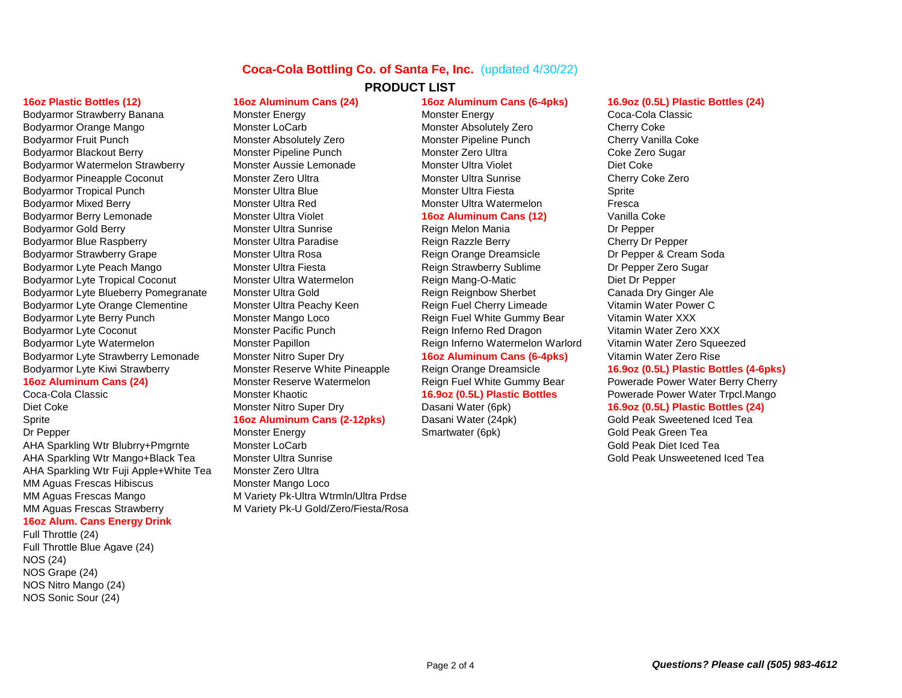# Coca-Cola Bottling Co. of Santa Fe, Inc. (updated 4/30/22)

## PRODUCT LIST

### 16oz Plastic Bottles (12)

Bodyarmor Strawberry Banana
Bodyarmor Orange Mango
Bodyarmor Fruit Punch
Bodyarmor Blackout Berry
Bodyarmor Watermelon Strawberry
Bodyarmor Pineapple Coconut
Bodyarmor Tropical Punch
Bodyarmor Mixed Berry
Bodyarmor Berry Lemonade
Bodyarmor Gold Berry
Bodyarmor Blue Raspberry
Bodyarmor Strawberry Grape
Bodyarmor Lyte Peach Mango
Bodyarmor Lyte Tropical Coconut
Bodyarmor Lyte Blueberry Pomegranate
Bodyarmor Lyte Orange Clementine
Bodyarmor Lyte Berry Punch
Bodyarmor Lyte Coconut
Bodyarmor Lyte Watermelon
Bodyarmor Lyte Strawberry Lemonade
Bodyarmor Lyte Kiwi Strawberry

### 16oz Aluminum Cans (24)

Coca-Cola Classic
Diet Coke
Sprite
Dr Pepper
AHA Sparkling Wtr Blubrry+Pmgrnte
AHA Sparkling Wtr Mango+Black Tea
AHA Sparkling Wtr Fuji Apple+White Tea
MM Aguas Frescas Hibiscus
MM Aguas Frescas Mango
MM Aguas Frescas Strawberry

### 16oz Alum. Cans Energy Drink

Full Throttle (24)
Full Throttle Blue Agave (24)
NOS (24)
NOS Grape (24)
NOS Nitro Mango (24)
NOS Sonic Sour (24)

### 16oz Aluminum Cans (24)

Monster Energy
Monster LoCarb
Monster Absolutely Zero
Monster Pipeline Punch
Monster Aussie Lemonade
Monster Zero Ultra
Monster Ultra Blue
Monster Ultra Red
Monster Ultra Violet
Monster Ultra Sunrise
Monster Ultra Paradise
Monster Ultra Rosa
Monster Ultra Fiesta
Monster Ultra Watermelon
Monster Ultra Gold
Monster Ultra Peachy Keen
Monster Mango Loco
Monster Pacific Punch
Monster Papillon
Monster Nitro Super Dry
Monster Reserve White Pineapple
Monster Reserve Watermelon
Monster Khaotic
Monster Nitro Super Dry

### 16oz Aluminum Cans (2-12pks)

Monster Energy
Monster LoCarb
Monster Ultra Sunrise
Monster Zero Ultra
Monster Mango Loco
M Variety Pk-Ultra Wtrmln/Ultra Prdse
M Variety Pk-U Gold/Zero/Fiesta/Rosa

### 16oz Aluminum Cans (6-4pks)

Monster Energy
Monster Absolutely Zero
Monster Pipeline Punch
Monster Zero Ultra
Monster Ultra Violet
Monster Ultra Sunrise
Monster Ultra Fiesta
Monster Ultra Watermelon

### 16oz Aluminum Cans (12)

Reign Melon Mania
Reign Razzle Berry
Reign Orange Dreamsicle
Reign Strawberry Sublime
Reign Mang-O-Matic
Reign Reignbow Sherbet
Reign Fuel Cherry Limeade
Reign Fuel White Gummy Bear
Reign Inferno Red Dragon
Reign Inferno Watermelon Warlord

### 16oz Aluminum Cans (6-4pks)

Reign Orange Dreamsicle
Reign Fuel White Gummy Bear

### 16.9oz (0.5L) Plastic Bottles

Dasani Water (6pk)
Dasani Water (24pk)
Smartwater (6pk)

### 16.9oz (0.5L) Plastic Bottles (24)

Coca-Cola Classic
Cherry Coke
Cherry Vanilla Coke
Coke Zero Sugar
Diet Coke
Cherry Coke Zero
Sprite
Fresca
Vanilla Coke
Dr Pepper
Cherry Dr Pepper
Dr Pepper & Cream Soda
Dr Pepper Zero Sugar
Diet Dr Pepper
Canada Dry Ginger Ale
Vitamin Water Power C
Vitamin Water XXX
Vitamin Water Zero XXX
Vitamin Water Zero Squeezed
Vitamin Water Zero Rise

### 16.9oz (0.5L) Plastic Bottles (4-6pks)

Powerade Power Water Berry Cherry
Powerade Power Water Trpcl.Mango

### 16.9oz (0.5L) Plastic Bottles (24)

Gold Peak Sweetened Iced Tea
Gold Peak Green Tea
Gold Peak Diet Iced Tea
Gold Peak Unsweetened Iced Tea

***Questions? Please call (505) 983-4612***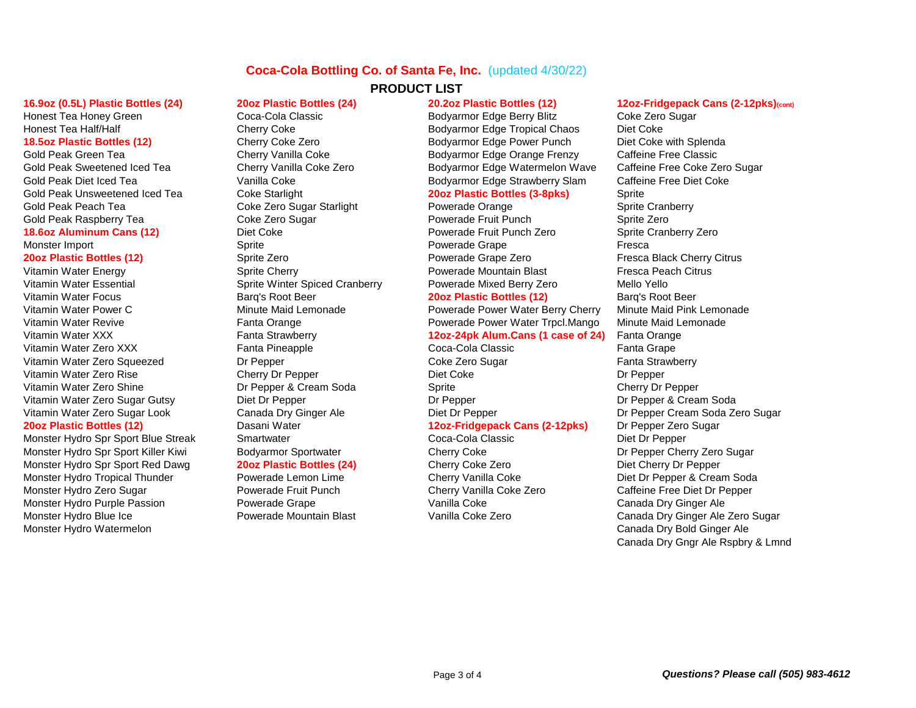# Coca-Cola Bottling Co. of Santa Fe, Inc. (updated 4/30/22)

## PRODUCT LIST

**16.9oz (0.5L) Plastic Bottles (24)**

Honest Tea Honey Green
Honest Tea Half/Half

**18.5oz Plastic Bottles (12)**

Gold Peak Green Tea
Gold Peak Sweetened Iced Tea
Gold Peak Diet Iced Tea
Gold Peak Unsweetened Iced Tea
Gold Peak Peach Tea
Gold Peak Raspberry Tea

**18.6oz Aluminum Cans (12)**

Monster Import

**20oz Plastic Bottles (12)**

Vitamin Water Energy
Vitamin Water Essential
Vitamin Water Focus
Vitamin Water Power C
Vitamin Water Revive
Vitamin Water XXX
Vitamin Water Zero XXX
Vitamin Water Zero Squeezed
Vitamin Water Zero Rise
Vitamin Water Zero Shine
Vitamin Water Zero Sugar Gutsy
Vitamin Water Zero Sugar Look

**20oz Plastic Bottles (12)**

Monster Hydro Spr Sport Blue Streak
Monster Hydro Spr Sport Killer Kiwi
Monster Hydro Spr Sport Red Dawg
Monster Hydro Tropical Thunder
Monster Hydro Zero Sugar
Monster Hydro Purple Passion
Monster Hydro Blue Ice
Monster Hydro Watermelon

**20oz Plastic Bottles (24)**

Coca-Cola Classic
Cherry Coke
Cherry Coke Zero
Cherry Vanilla Coke
Cherry Vanilla Coke Zero
Vanilla Coke
Coke Starlight
Coke Zero Sugar Starlight
Coke Zero Sugar
Diet Coke
Sprite
Sprite Zero
Sprite Cherry
Sprite Winter Spiced Cranberry
Barq's Root Beer
Minute Maid Lemonade
Fanta Orange
Fanta Strawberry
Fanta Pineapple
Dr Pepper
Cherry Dr Pepper
Dr Pepper & Cream Soda
Diet Dr Pepper
Canada Dry Ginger Ale
Dasani Water
Smartwater
Bodyarmor Sportwater

**20oz Plastic Bottles (24)**

Powerade Lemon Lime
Powerade Fruit Punch
Powerade Grape
Powerade Mountain Blast

**20.2oz Plastic Bottles (12)**

Bodyarmor Edge Berry Blitz
Bodyarmor Edge Tropical Chaos
Bodyarmor Edge Orange Frenzy
Bodyarmor Edge Watermelon Wave
Bodyarmor Edge Strawberry Slam

**20oz Plastic Bottles (3-8pks)**

Powerade Orange
Powerade Fruit Punch
Powerade Fruit Punch Zero
Powerade Grape
Powerade Grape Zero
Powerade Mountain Blast
Powerade Mixed Berry Zero

**20oz Plastic Bottles (12)**

Powerade Power Water Berry Cherry
Powerade Power Water Trpcl.Mango

**12oz-24pk Alum.Cans (1 case of 24)**

Coca-Cola Classic
Coke Zero Sugar
Diet Coke
Sprite
Dr Pepper
Diet Dr Pepper

**12oz-Fridgepack Cans (2-12pks)**

Coca-Cola Classic
Cherry Coke
Cherry Coke Zero
Cherry Vanilla Coke
Cherry Vanilla Coke Zero
Vanilla Coke
Vanilla Coke Zero

**12oz-Fridgepack Cans (2-12pks)(cont)**

Coke Zero Sugar
Diet Coke
Diet Coke with Splenda
Caffeine Free Classic
Caffeine Free Coke Zero Sugar
Caffeine Free Diet Coke
Sprite
Sprite Cranberry
Sprite Zero
Sprite Cranberry Zero
Fresca
Fresca Black Cherry Citrus
Fresca Peach Citrus
Mello Yello
Barq's Root Beer
Minute Maid Pink Lemonade
Minute Maid Lemonade
Fanta Orange
Fanta Grape
Fanta Strawberry
Dr Pepper
Cherry Dr Pepper
Dr Pepper & Cream Soda
Dr Pepper Cream Soda Zero Sugar
Dr Pepper Zero Sugar
Diet Dr Pepper
Dr Pepper Cherry Zero Sugar
Diet Cherry Dr Pepper
Diet Dr Pepper & Cream Soda
Caffeine Free Diet Dr Pepper
Canada Dry Ginger Ale
Canada Dry Ginger Ale Zero Sugar
Canada Dry Bold Ginger Ale
Canada Dry Gngr Ale Rspbry & Lmnd

***Questions? Please call (505) 983-4612***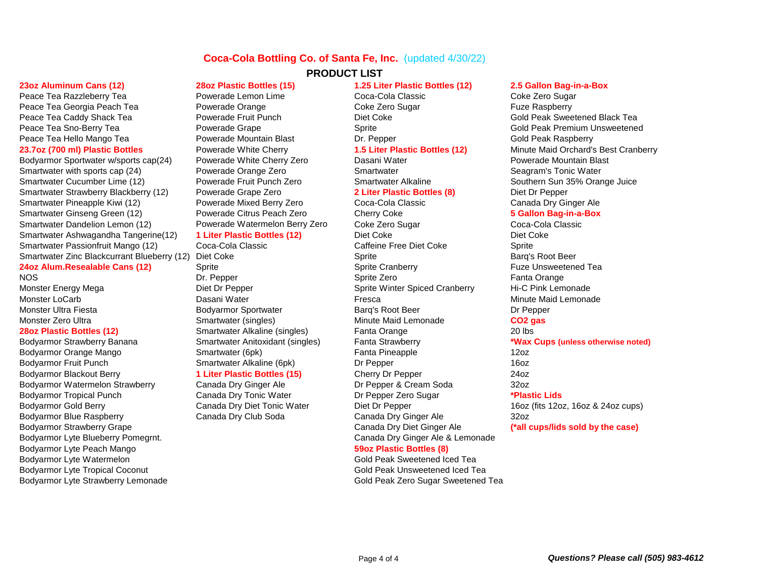# **Coca-Cola Bottling Co. of Santa Fe, Inc.** (updated 4/30/22)

## PRODUCT LIST

**23oz Aluminum Cans (12)**
Peace Tea Razzleberry Tea
Peace Tea Georgia Peach Tea
Peace Tea Caddy Shack Tea
Peace Tea Sno-Berry Tea
Peace Tea Hello Mango Tea

**23.7oz (700 ml) Plastic Bottles**
Bodyarmor Sportwater w/sports cap(24)
Smartwater with sports cap (24)
Smartwater Cucumber Lime (12)
Smartwater Strawberry Blackberry (12)
Smartwater Pineapple Kiwi (12)
Smartwater Ginseng Green (12)
Smartwater Dandelion Lemon (12)
Smartwater Ashwagandha Tangerine(12)
Smartwater Passionfruit Mango (12)
Smartwater Zinc Blackcurrant Blueberry (12)

**24oz Alum.Resealable Cans (12)**
NOS
Monster Energy Mega
Monster LoCarb
Monster Ultra Fiesta
Monster Zero Ultra

**28oz Plastic Bottles (12)**
Bodyarmor Strawberry Banana
Bodyarmor Orange Mango
Bodyarmor Fruit Punch
Bodyarmor Blackout Berry
Bodyarmor Watermelon Strawberry
Bodyarmor Tropical Punch
Bodyarmor Gold Berry
Bodyarmor Blue Raspberry
Bodyarmor Strawberry Grape
Bodyarmor Lyte Blueberry Pomegrnt.
Bodyarmor Lyte Peach Mango
Bodyarmor Lyte Watermelon
Bodyarmor Lyte Tropical Coconut
Bodyarmor Lyte Strawberry Lemonade

**28oz Plastic Bottles (15)**
Powerade Lemon Lime
Powerade Orange
Powerade Fruit Punch
Powerade Grape
Powerade Mountain Blast
Powerade White Cherry
Powerade White Cherry Zero
Powerade Orange Zero
Powerade Fruit Punch Zero
Powerade Grape Zero
Powerade Mixed Berry Zero
Powerade Citrus Peach Zero
Powerade Watermelon Berry Zero

**1 Liter Plastic Bottles (12)**
Coca-Cola Classic
Diet Coke
Sprite
Dr. Pepper
Diet Dr Pepper
Dasani Water
Bodyarmor Sportwater
Smartwater (singles)
Smartwater Alkaline (singles)
Smartwater Anitoxidant (singles)
Smartwater (6pk)
Smartwater Alkaline (6pk)

**1 Liter Plastic Bottles (15)**
Canada Dry Ginger Ale
Canada Dry Tonic Water
Canada Dry Diet Tonic Water
Canada Dry Club Soda

**1.25 Liter Plastic Bottles (12)**
Coca-Cola Classic
Coke Zero Sugar
Diet Coke
Sprite
Dr. Pepper

**1.5 Liter Plastic Bottles (12)**
Dasani Water
Smartwater
Smartwater Alkaline

**2 Liter Plastic Bottles (8)**
Coca-Cola Classic
Cherry Coke
Coke Zero Sugar
Diet Coke
Caffeine Free Diet Coke
Sprite
Sprite Cranberry
Sprite Zero
Sprite Winter Spiced Cranberry
Fresca
Barq's Root Beer
Minute Maid Lemonade
Fanta Orange
Fanta Strawberry
Fanta Pineapple
Dr Pepper
Cherry Dr Pepper
Dr Pepper & Cream Soda
Dr Pepper Zero Sugar
Diet Dr Pepper
Canada Dry Ginger Ale
Canada Dry Diet Ginger Ale
Canada Dry Ginger Ale & Lemonade

**59oz Plastic Bottles (8)**
Gold Peak Sweetened Iced Tea
Gold Peak Unsweetened Iced Tea
Gold Peak Zero Sugar Sweetened Tea

**2.5 Gallon Bag-in-a-Box**
Coke Zero Sugar
Fuze Raspberry
Gold Peak Sweetened Black Tea
Gold Peak Premium Unsweetened
Gold Peak Raspberry
Minute Maid Orchard's Best Cranberry
Powerade Mountain Blast
Seagram's Tonic Water
Southern Sun 35% Orange Juice
Diet Dr Pepper
Canada Dry Ginger Ale

**5 Gallon Bag-in-a-Box**
Coca-Cola Classic
Diet Coke
Sprite
Barq's Root Beer
Fuze Unsweetened Tea
Fanta Orange
Hi-C Pink Lemonade
Minute Maid Lemonade
Dr Pepper

**CO2 gas**
20 lbs

**\*Wax Cups (unless otherwise noted)**
12oz
16oz
24oz
32oz

**\*Plastic Lids**
16oz (fits 12oz, 16oz & 24oz cups)
32oz

**(\*all cups/lids sold by the case)**

***Questions? Please call (505) 983-4612***